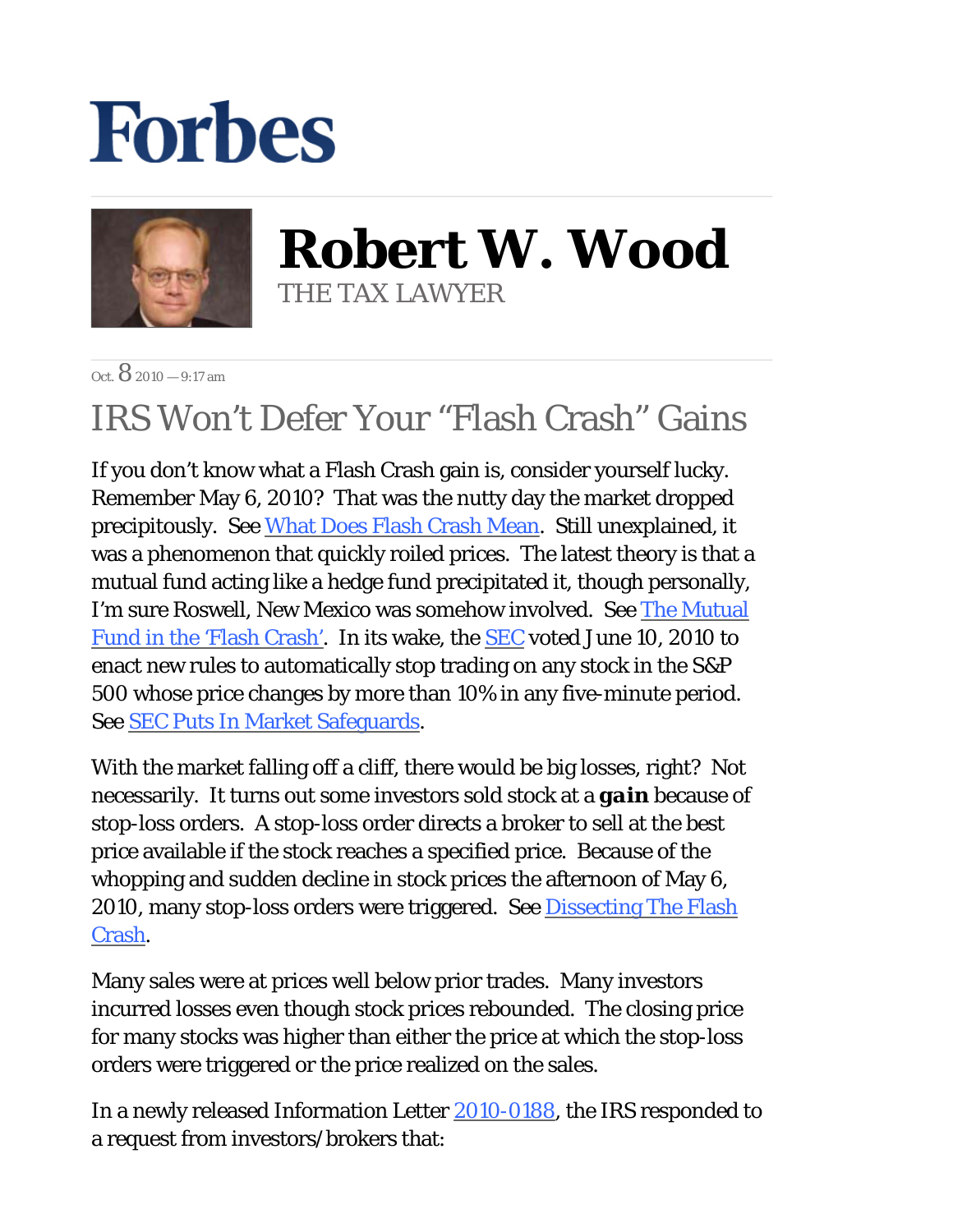# Forbes

## Robert W. Wood

THE TAX LAWYER

Oct. 8 2010 — 9:17 am

# IRS Won't Defer Your "Flash Crash" Gains

If you don't know what a Flash Crash gain is, consider yourself lucky. Remember May 6, 2010? That was the nutty day the market dropped precipitously. See What Does Flash Crash Mean. Still unexplained, it was a phenomenon that quickly roiled prices. The latest theory is that a mutual fund acting like a hedge fund precipitated it, though personally, I'm sure Roswell, New Mexico was somehow involved. See The Mutual Fund in the 'Flash Crash'. In its wake, the SEC voted June 10, 2010 to enact new rules to automatically stop trading on any stock in the S&P 500 whose price changes by more than 10% in any five-minute period. See SEC Puts In Market Safeguards.

With the market falling off a cliff, there would be big losses, right? Not necessarily. It turns out some investors sold stock at a ***gain*** because of stop-loss orders. A stop-loss order directs a broker to sell at the best price available if the stock reaches a specified price. Because of the whopping and sudden decline in stock prices the afternoon of May 6, 2010, many stop-loss orders were triggered. See Dissecting The Flash Crash.

Many sales were at prices well below prior trades. Many investors incurred losses even though stock prices rebounded. The closing price for many stocks was higher than either the price at which the stop-loss orders were triggered or the price realized on the sales.

In a newly released Information Letter 2010-0188, the IRS responded to a request from investors/brokers that: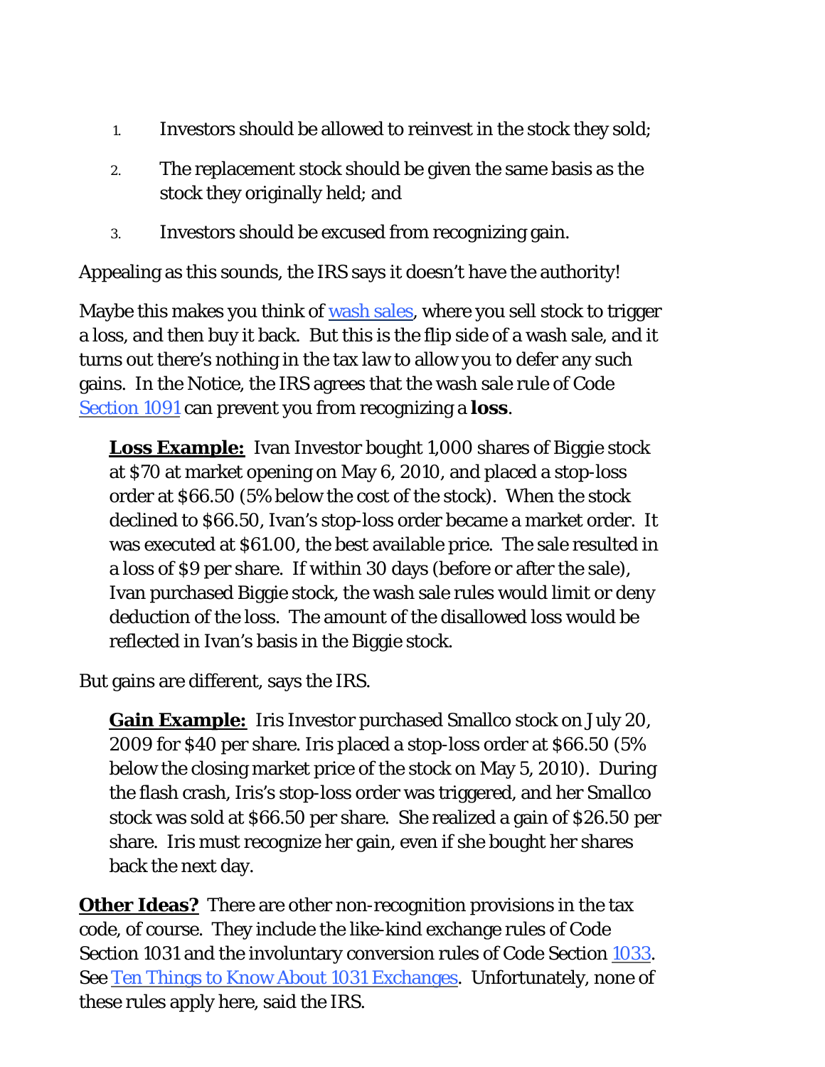1. Investors should be allowed to reinvest in the stock they sold;
2. The replacement stock should be given the same basis as the stock they originally held; and
3. Investors should be excused from recognizing gain.

Appealing as this sounds, the IRS says it doesn't have the authority!

Maybe this makes you think of wash sales, where you sell stock to trigger a loss, and then buy it back. But this is the flip side of a wash sale, and it turns out there's nothing in the tax law to allow you to defer any such gains. In the Notice, the IRS agrees that the wash sale rule of Code Section 1091 can prevent you from recognizing a **loss**.

> **Loss Example:** Ivan Investor bought 1,000 shares of Biggie stock at $70 at market opening on May 6, 2010, and placed a stop-loss order at $66.50 (5% below the cost of the stock). When the stock declined to $66.50, Ivan's stop-loss order became a market order. It was executed at $61.00, the best available price. The sale resulted in a loss of $9 per share. If within 30 days (before or after the sale), Ivan purchased Biggie stock, the wash sale rules would limit or deny deduction of the loss. The amount of the disallowed loss would be reflected in Ivan's basis in the Biggie stock.

But gains are different, says the IRS.

> **Gain Example:** Iris Investor purchased Smallco stock on July 20, 2009 for $40 per share. Iris placed a stop-loss order at $66.50 (5% below the closing market price of the stock on May 5, 2010). During the flash crash, Iris's stop-loss order was triggered, and her Smallco stock was sold at $66.50 per share. She realized a gain of $26.50 per share. Iris must recognize her gain, even if she bought her shares back the next day.

**Other Ideas?** There are other non-recognition provisions in the tax code, of course. They include the like-kind exchange rules of Code Section 1031 and the involuntary conversion rules of Code Section 1033. See Ten Things to Know About 1031 Exchanges. Unfortunately, none of these rules apply here, said the IRS.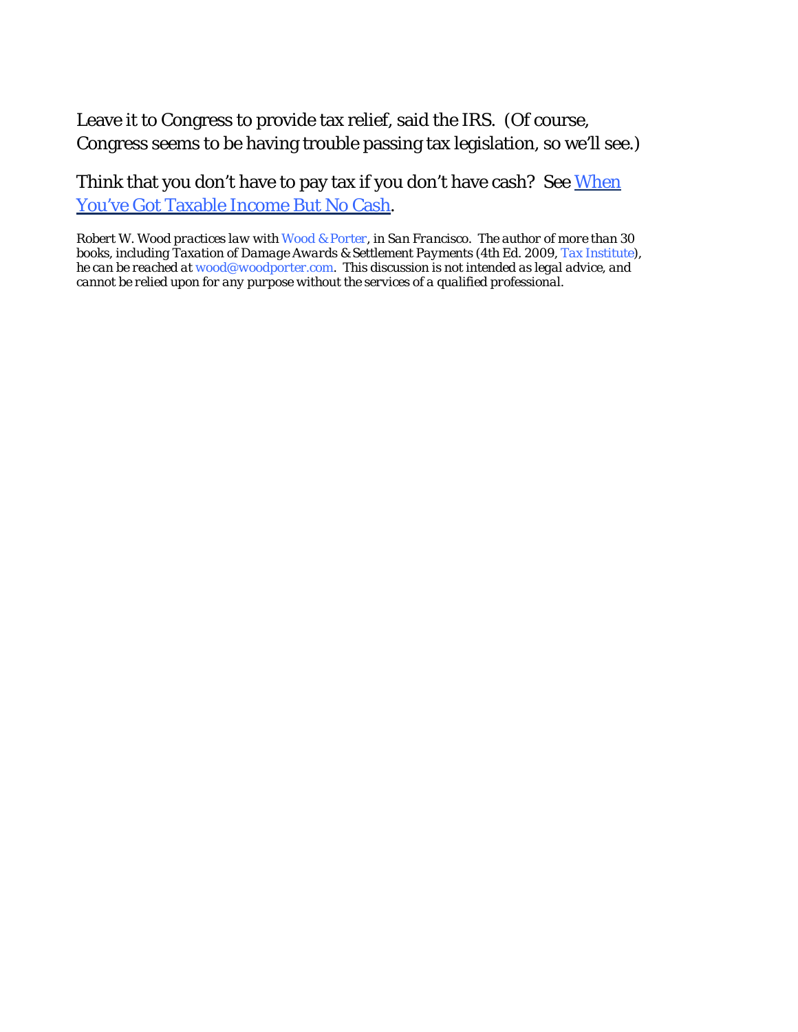Leave it to Congress to provide tax relief, said the IRS. (Of course, Congress seems to be having trouble passing tax legislation, so we'll see.)

Think that you don't have to pay tax if you don't have cash? See When You've Got Taxable Income But No Cash.

*Robert W. Wood practices law with Wood & Porter, in San Francisco. The author of more than 30 books, including Taxation of Damage Awards & Settlement Payments (4th Ed. 2009, Tax Institute), he can be reached at wood@woodporter.com. This discussion is not intended as legal advice, and cannot be relied upon for any purpose without the services of a qualified professional.*